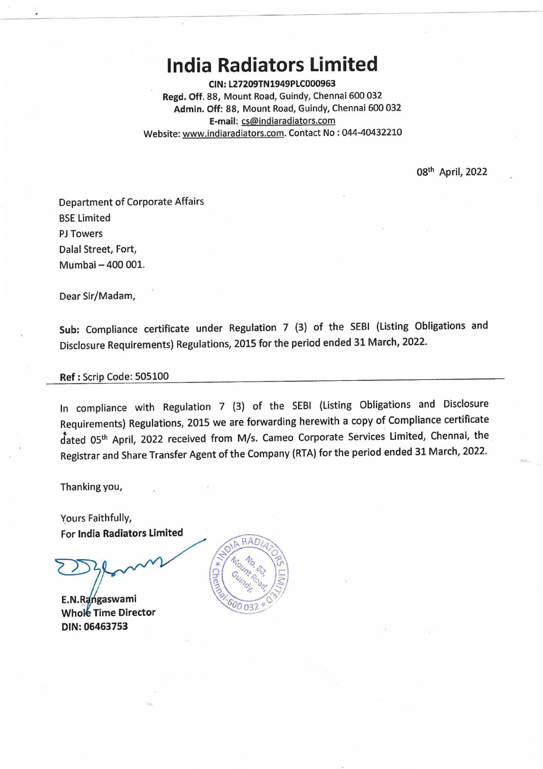# India Radiators Limited

**CIN: L27209TN1949PLC000963**
**Regd. Off.** 88, Mount Road, Guindy, Chennai 600 032
**Admin. Off:** 88, Mount Road, Guindy, Chennai 600 032
**E-mail:** cs@indiaradiators.com
Website: www.indiaradiators.com. Contact No : 044-40432210

08th April, 2022

Department of Corporate Affairs
BSE Limited
PJ Towers
Dalal Street, Fort,
Mumbai – 400 001.

Dear Sir/Madam,

**Sub:** Compliance certificate under Regulation 7 (3) of the SEBI (Listing Obligations and Disclosure Requirements) Regulations, 2015 for the period ended 31 March, 2022.

**Ref :** Scrip Code: 505100

In compliance with Regulation 7 (3) of the SEBI (Listing Obligations and Disclosure Requirements) Regulations, 2015 we are forwarding herewith a copy of Compliance certificate dated 05th April, 2022 received from M/s. Cameo Corporate Services Limited, Chennai, the Registrar and Share Transfer Agent of the Company (RTA) for the period ended 31 March, 2022.

Thanking you,

Yours Faithfully,
For **India Radiators Limited**

**E.N.Rangaswami**
**Whole Time Director**
**DIN: 06463753**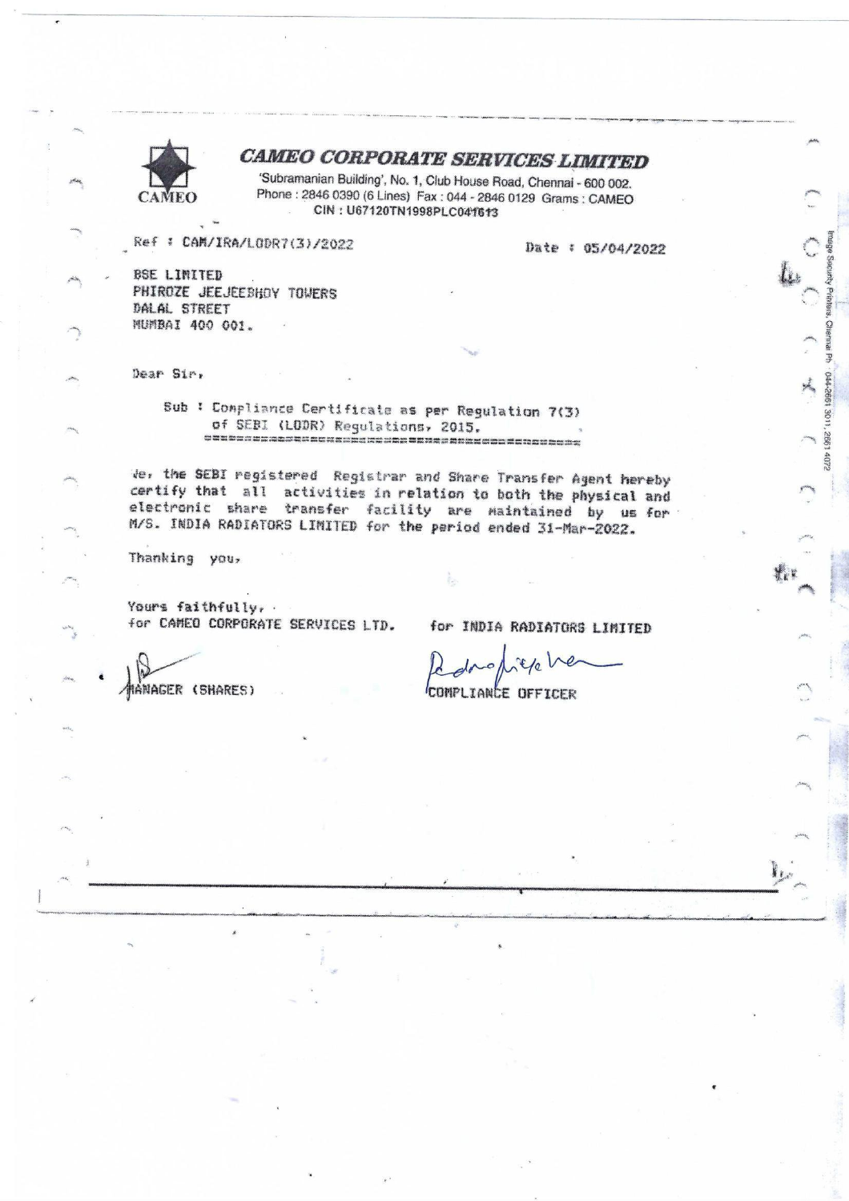# CAMEO CORPORATE SERVICES LIMITED

'Subramanian Building', No. 1, Club House Road, Chennai - 600 002.
Phone : 2846 0390 (6 Lines) Fax : 044 - 2846 0129 Grams : CAMEO
CIN : U67120TN1998PLC041613

Ref : CAM/IRA/LODR7(3)/2022

Date : 05/04/2022

BSE LIMITED
PHIROZE JEEJEEBHOY TOWERS
DALAL STREET
MUMBAI 400 001.

Dear Sir,

Sub : Compliance Certificate as per Regulation 7(3) of SEBI (LODR) Regulations, 2015.

We, the SEBI registered Registrar and Share Transfer Agent hereby certify that all activities in relation to both the physical and electronic share transfer facility are maintained by us for M/S. INDIA RADIATORS LIMITED for the period ended 31-Mar-2022.

Thanking you,

Yours faithfully,
for CAMEO CORPORATE SERVICES LTD.

MANAGER (SHARES)

for INDIA RADIATORS LIMITED

COMPLIANCE OFFICER